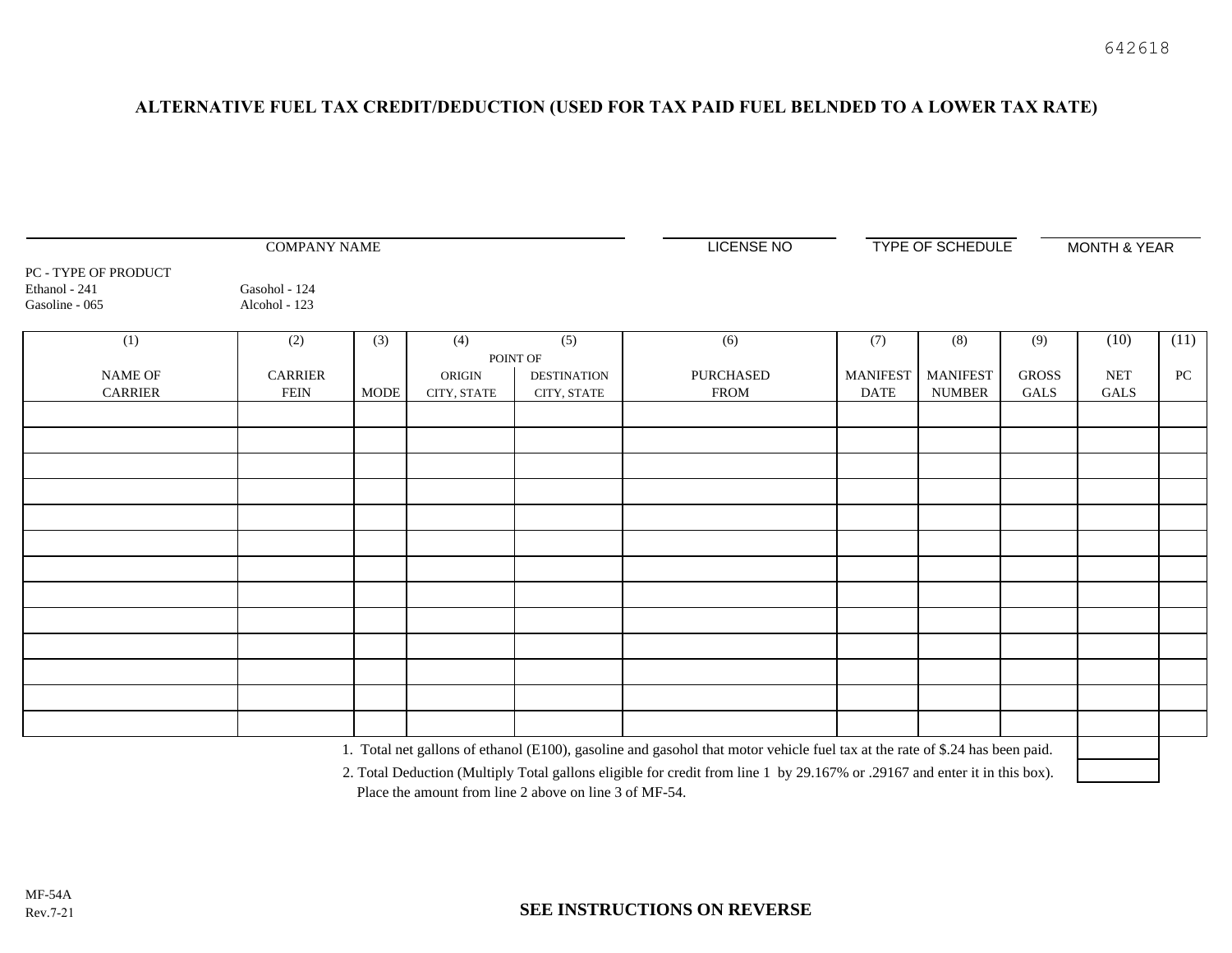642618

## ALTERNATIVE FUEL TAX CREDIT/DEDUCTION (USED FOR TAX PAID FUEL BELNDED TO A LOWER TAX RATE)

| COMPANY NAME | LICENSE NO | TYPE OF SCHEDULE | MONTH & YEAR |
|---|---|---|---|
| | | | |

PC - TYPE OF PRODUCT

| | |
|---|---|
| Ethanol - 241 | Gasohol - 124 |
| Gasoline - 065 | Alcohol - 123 |

| (1) | (2) | (3) | (4) | (5) | (6) | (7) | (8) | (9) | (10) | (11) |
|---|---|---|---|---|---|---|---|---|---|---|
| | | | POINT OF | | | | | | | |
| NAME OF CARRIER | CARRIER FEIN | MODE | ORIGIN CITY, STATE | DESTINATION CITY, STATE | PURCHASED FROM | MANIFEST DATE | MANIFEST NUMBER | GROSS GALS | NET GALS | PC |
| | | | | | | | | | | |
| | | | | | | | | | | |
| | | | | | | | | | | |
| | | | | | | | | | | |
| | | | | | | | | | | |
| | | | | | | | | | | |
| | | | | | | | | | | |
| | | | | | | | | | | |
| | | | | | | | | | | |
| | | | | | | | | | | |
| | | | | | | | | | | |
| | | | | | | | | | | |
| | | | | | | | | | | |

1. Total net gallons of ethanol (E100), gasoline and gasohol that motor vehicle fuel tax at the rate of $.24 has been paid.

2. Total Deduction (Multiply Total gallons eligible for credit from line 1 by 29.167% or .29167 and enter it in this box). Place the amount from line 2 above on line 3 of MF-54.

MF-54A
Rev.7-21

**SEE INSTRUCTIONS ON REVERSE**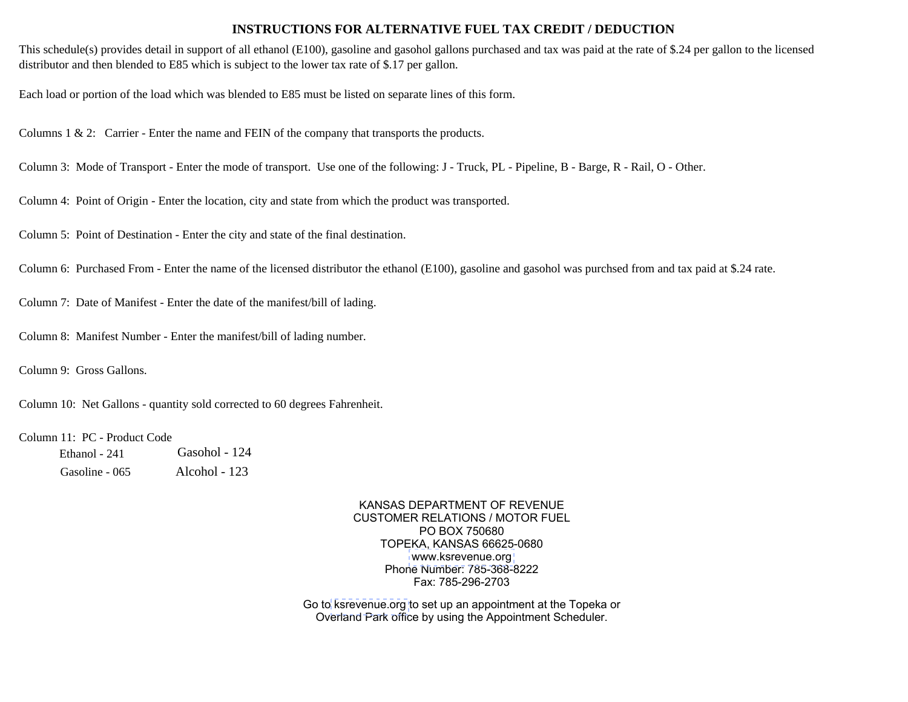# INSTRUCTIONS FOR ALTERNATIVE FUEL TAX CREDIT / DEDUCTION

This schedule(s) provides detail in support of all ethanol (E100), gasoline and gasohol gallons purchased and tax was paid at the rate of $.24 per gallon to the licensed distributor and then blended to E85 which is subject to the lower tax rate of $.17 per gallon.

Each load or portion of the load which was blended to E85 must be listed on separate lines of this form.

Columns 1 & 2: Carrier - Enter the name and FEIN of the company that transports the products.

Column 3: Mode of Transport - Enter the mode of transport. Use one of the following: J - Truck, PL - Pipeline, B - Barge, R - Rail, O - Other.

Column 4: Point of Origin - Enter the location, city and state from which the product was transported.

Column 5: Point of Destination - Enter the city and state of the final destination.

Column 6: Purchased From - Enter the name of the licensed distributor the ethanol (E100), gasoline and gasohol was purchsed from and tax paid at $.24 rate.

Column 7: Date of Manifest - Enter the date of the manifest/bill of lading.

Column 8: Manifest Number - Enter the manifest/bill of lading number.

Column 9: Gross Gallons.

Column 10: Net Gallons - quantity sold corrected to 60 degrees Fahrenheit.

Column 11: PC - Product Code

| | |
|---|---|
| Ethanol - 241 | Gasohol - 124 |
| Gasoline - 065 | Alcohol - 123 |

KANSAS DEPARTMENT OF REVENUE
CUSTOMER RELATIONS / MOTOR FUEL
PO BOX 750680
TOPEKA, KANSAS 66625-0680
www.ksrevenue.org
Phone Number: 785-368-8222
Fax: 785-296-2703

Go to ksrevenue.org to set up an appointment at the Topeka or Overland Park office by using the Appointment Scheduler.